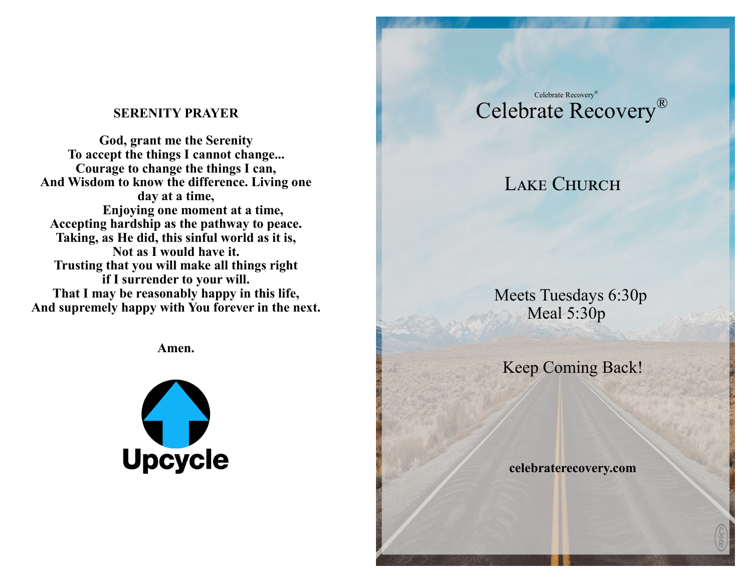## SERENITY PRAYER

**God, grant me the Serenity**
**To accept the things I cannot change...**
**Courage to change the things I can,**
**And Wisdom to know the difference. Living one day at a time,**
**Enjoying one moment at a time,**
**Accepting hardship as the pathway to peace.**
**Taking, as He did, this sinful world as it is,**
**Not as I would have it.**
**Trusting that you will make all things right**
**if I surrender to your will.**
**That I may be reasonably happy in this life,**
**And supremely happy with You forever in the next.**

**Amen.**

Upcycle

Celebrate Recovery®

# Celebrate Recovery®

## Lake Church

Meets Tuesdays 6:30p
Meal 5:30p

Keep Coming Back!

**celebraterecovery.com**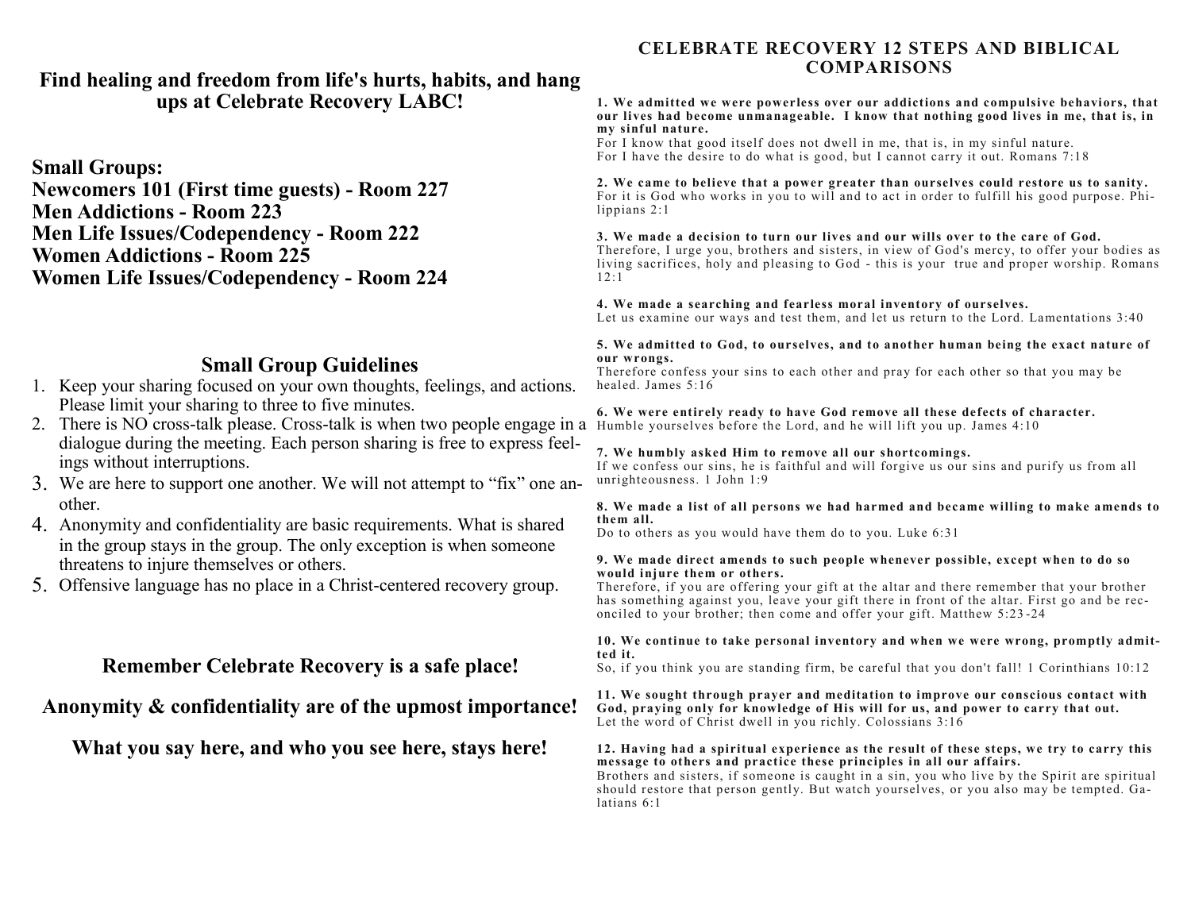## Find healing and freedom from life's hurts, habits, and hang ups at Celebrate Recovery LABC!

**Small Groups:**
**Newcomers 101 (First time guests) - Room 227**
**Men Addictions - Room 223**
**Men Life Issues/Codependency - Room 222**
**Women Addictions - Room 225**
**Women Life Issues/Codependency - Room 224**

## Small Group Guidelines

1. Keep your sharing focused on your own thoughts, feelings, and actions. Please limit your sharing to three to five minutes.
2. There is NO cross-talk please. Cross-talk is when two people engage in a dialogue during the meeting. Each person sharing is free to express feelings without interruptions.
3. We are here to support one another. We will not attempt to "fix" one another.
4. Anonymity and confidentiality are basic requirements. What is shared in the group stays in the group. The only exception is when someone threatens to injure themselves or others.
5. Offensive language has no place in a Christ-centered recovery group.

**Remember Celebrate Recovery is a safe place!**

**Anonymity & confidentiality are of the upmost importance!**

**What you say here, and who you see here, stays here!**

## CELEBRATE RECOVERY 12 STEPS AND BIBLICAL COMPARISONS

**1. We admitted we were powerless over our addictions and compulsive behaviors, that our lives had become unmanageable. I know that nothing good lives in me, that is, in my sinful nature.**
For I know that good itself does not dwell in me, that is, in my sinful nature. For I have the desire to do what is good, but I cannot carry it out. Romans 7:18

**2. We came to believe that a power greater than ourselves could restore us to sanity.**
For it is God who works in you to will and to act in order to fulfill his good purpose. Philippians 2:1

**3. We made a decision to turn our lives and our wills over to the care of God.**
Therefore, I urge you, brothers and sisters, in view of God's mercy, to offer your bodies as living sacrifices, holy and pleasing to God - this is your true and proper worship. Romans 12:1

**4. We made a searching and fearless moral inventory of ourselves.**
Let us examine our ways and test them, and let us return to the Lord. Lamentations 3:40

**5. We admitted to God, to ourselves, and to another human being the exact nature of our wrongs.**
Therefore confess your sins to each other and pray for each other so that you may be healed. James 5:16

**6. We were entirely ready to have God remove all these defects of character.**
Humble yourselves before the Lord, and he will lift you up. James 4:10

**7. We humbly asked Him to remove all our shortcomings.**
If we confess our sins, he is faithful and will forgive us our sins and purify us from all unrighteousness. 1 John 1:9

**8. We made a list of all persons we had harmed and became willing to make amends to them all.**
Do to others as you would have them do to you. Luke 6:31

**9. We made direct amends to such people whenever possible, except when to do so would injure them or others.**
Therefore, if you are offering your gift at the altar and there remember that your brother has something against you, leave your gift there in front of the altar. First go and be reconciled to your brother; then come and offer your gift. Matthew 5:23-24

**10. We continue to take personal inventory and when we were wrong, promptly admitted it.**
So, if you think you are standing firm, be careful that you don't fall! 1 Corinthians 10:12

**11. We sought through prayer and meditation to improve our conscious contact with God, praying only for knowledge of His will for us, and power to carry that out.**
Let the word of Christ dwell in you richly. Colossians 3:16

**12. Having had a spiritual experience as the result of these steps, we try to carry this message to others and practice these principles in all our affairs.**
Brothers and sisters, if someone is caught in a sin, you who live by the Spirit are spiritual should restore that person gently. But watch yourselves, or you also may be tempted. Galatians 6:1